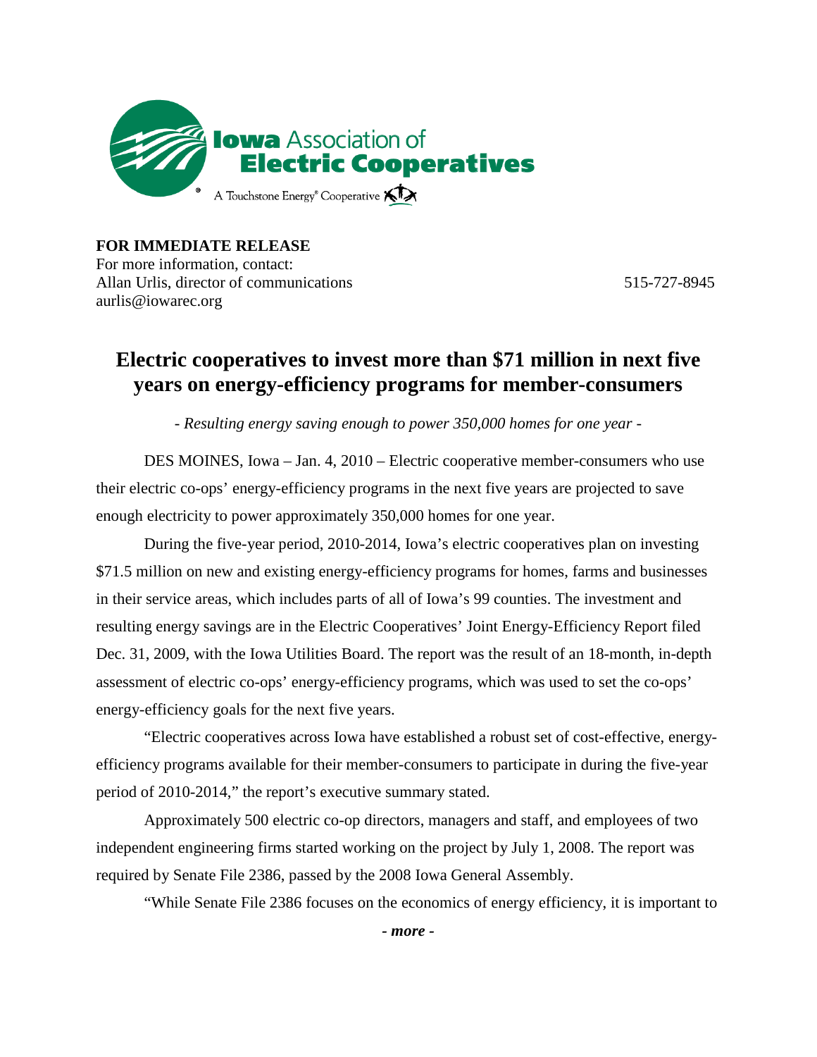**Iowa Association of Electric Cooperatives**

A Touchstone Energy® Cooperative

**FOR IMMEDIATE RELEASE**
For more information, contact:
Allan Urlis, director of communications 515-727-8945
aurlis@iowarec.org

# Electric cooperatives to invest more than $71 million in next five years on energy-efficiency programs for member-consumers

*- Resulting energy saving enough to power 350,000 homes for one year -*

DES MOINES, Iowa – Jan. 4, 2010 – Electric cooperative member-consumers who use their electric co-ops' energy-efficiency programs in the next five years are projected to save enough electricity to power approximately 350,000 homes for one year.

During the five-year period, 2010-2014, Iowa's electric cooperatives plan on investing $71.5 million on new and existing energy-efficiency programs for homes, farms and businesses in their service areas, which includes parts of all of Iowa's 99 counties. The investment and resulting energy savings are in the Electric Cooperatives' Joint Energy-Efficiency Report filed Dec. 31, 2009, with the Iowa Utilities Board. The report was the result of an 18-month, in-depth assessment of electric co-ops' energy-efficiency programs, which was used to set the co-ops' energy-efficiency goals for the next five years.

"Electric cooperatives across Iowa have established a robust set of cost-effective, energy-efficiency programs available for their member-consumers to participate in during the five-year period of 2010-2014," the report's executive summary stated.

Approximately 500 electric co-op directors, managers and staff, and employees of two independent engineering firms started working on the project by July 1, 2008. The report was required by Senate File 2386, passed by the 2008 Iowa General Assembly.

"While Senate File 2386 focuses on the economics of energy efficiency, it is important to

***- more -***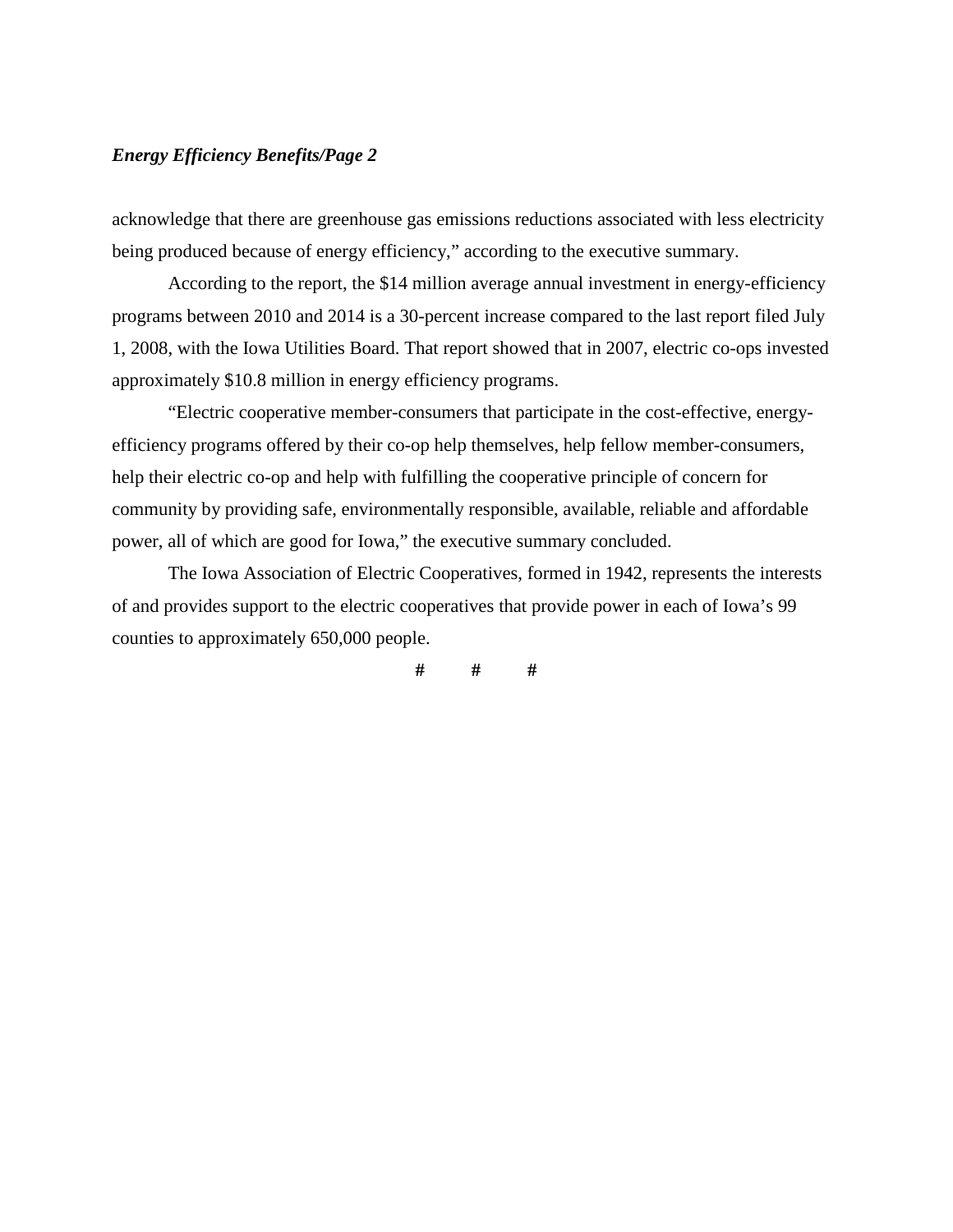acknowledge that there are greenhouse gas emissions reductions associated with less electricity being produced because of energy efficiency," according to the executive summary.

According to the report, the $14 million average annual investment in energy-efficiency programs between 2010 and 2014 is a 30-percent increase compared to the last report filed July 1, 2008, with the Iowa Utilities Board. That report showed that in 2007, electric co-ops invested approximately $10.8 million in energy efficiency programs.

"Electric cooperative member-consumers that participate in the cost-effective, energy-efficiency programs offered by their co-op help themselves, help fellow member-consumers, help their electric co-op and help with fulfilling the cooperative principle of concern for community by providing safe, environmentally responsible, available, reliable and affordable power, all of which are good for Iowa," the executive summary concluded.

The Iowa Association of Electric Cooperatives, formed in 1942, represents the interests of and provides support to the electric cooperatives that provide power in each of Iowa's 99 counties to approximately 650,000 people.

# # #